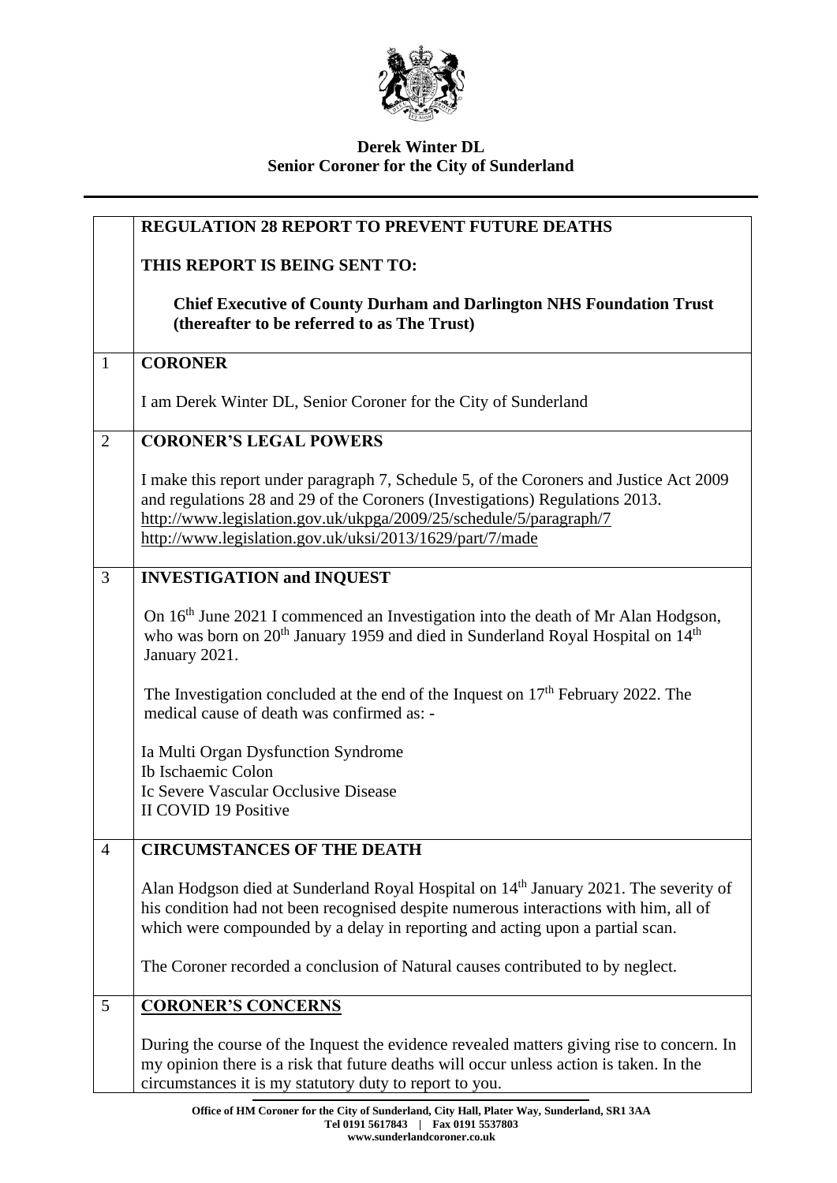**Derek Winter DL**
**Senior Coroner for the City of Sunderland**

| | |
|---|---|
| | **REGULATION 28 REPORT TO PREVENT FUTURE DEATHS**<br><br>**THIS REPORT IS BEING SENT TO:**<br><br>**Chief Executive of County Durham and Darlington NHS Foundation Trust (thereafter to be referred to as The Trust)** |
| 1 | **CORONER**<br><br>I am Derek Winter DL, Senior Coroner for the City of Sunderland |
| 2 | **CORONER'S LEGAL POWERS**<br><br>I make this report under paragraph 7, Schedule 5, of the Coroners and Justice Act 2009 and regulations 28 and 29 of the Coroners (Investigations) Regulations 2013.<br>http://www.legislation.gov.uk/ukpga/2009/25/schedule/5/paragraph/7<br>http://www.legislation.gov.uk/uksi/2013/1629/part/7/made |
| 3 | **INVESTIGATION and INQUEST**<br><br>On 16th June 2021 I commenced an Investigation into the death of Mr Alan Hodgson, who was born on 20th January 1959 and died in Sunderland Royal Hospital on 14th January 2021.<br><br>The Investigation concluded at the end of the Inquest on 17th February 2022. The medical cause of death was confirmed as: -<br><br>Ia Multi Organ Dysfunction Syndrome<br>Ib Ischaemic Colon<br>Ic Severe Vascular Occlusive Disease<br>II COVID 19 Positive |
| 4 | **CIRCUMSTANCES OF THE DEATH**<br><br>Alan Hodgson died at Sunderland Royal Hospital on 14th January 2021. The severity of his condition had not been recognised despite numerous interactions with him, all of which were compounded by a delay in reporting and acting upon a partial scan.<br><br>The Coroner recorded a conclusion of Natural causes contributed to by neglect. |
| 5 | **CORONER'S CONCERNS**<br><br>During the course of the Inquest the evidence revealed matters giving rise to concern. In my opinion there is a risk that future deaths will occur unless action is taken. In the circumstances it is my statutory duty to report to you. |

**Office of HM Coroner for the City of Sunderland, City Hall, Plater Way, Sunderland, SR1 3AA**
**Tel 0191 5617843 | Fax 0191 5537803**
**www.sunderlandcoroner.co.uk**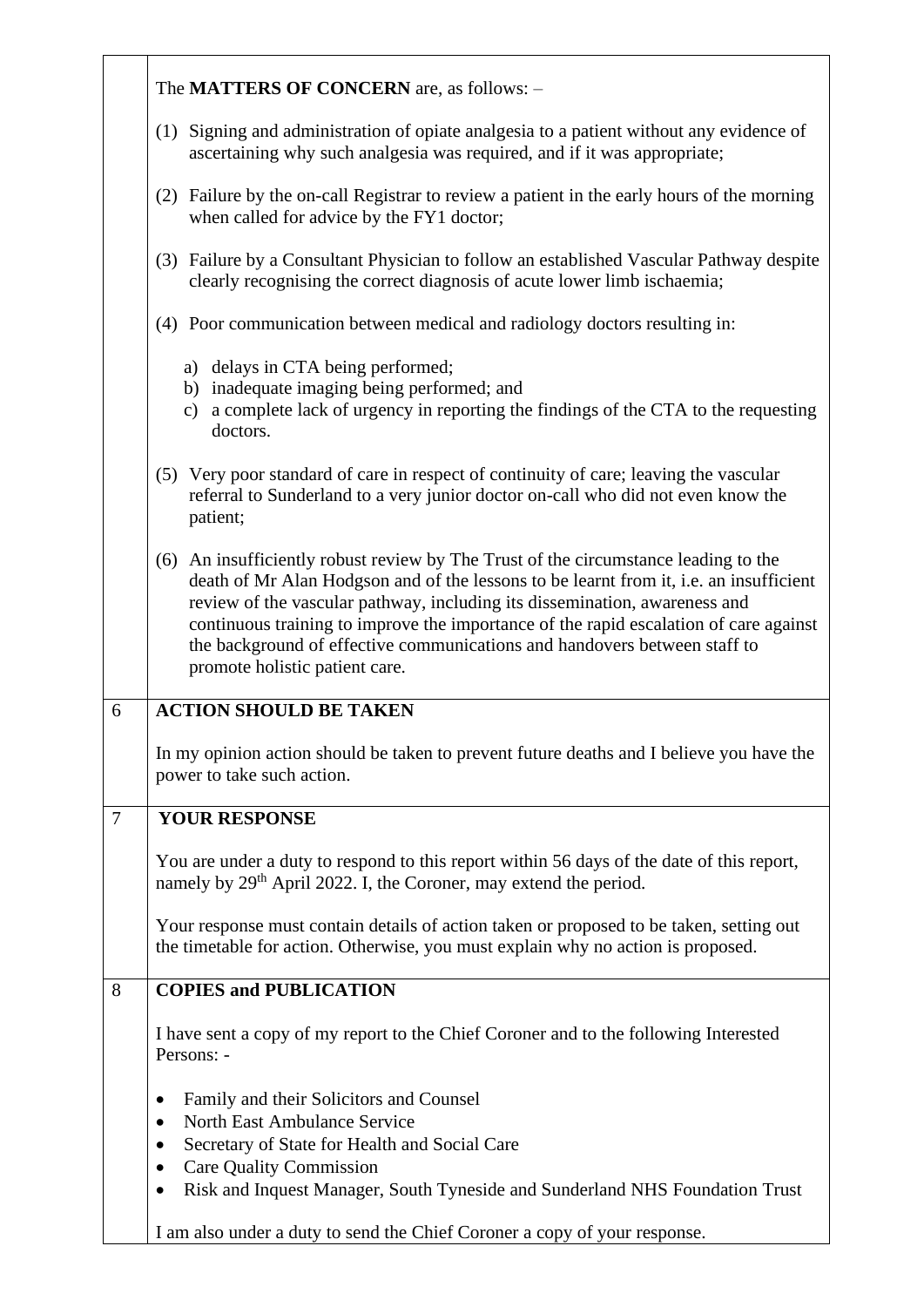The **MATTERS OF CONCERN** are, as follows: –

(1) Signing and administration of opiate analgesia to a patient without any evidence of ascertaining why such analgesia was required, and if it was appropriate;

(2) Failure by the on-call Registrar to review a patient in the early hours of the morning when called for advice by the FY1 doctor;

(3) Failure by a Consultant Physician to follow an established Vascular Pathway despite clearly recognising the correct diagnosis of acute lower limb ischaemia;

(4) Poor communication between medical and radiology doctors resulting in:

   a) delays in CTA being performed;
   b) inadequate imaging being performed; and
   c) a complete lack of urgency in reporting the findings of the CTA to the requesting doctors.

(5) Very poor standard of care in respect of continuity of care; leaving the vascular referral to Sunderland to a very junior doctor on-call who did not even know the patient;

(6) An insufficiently robust review by The Trust of the circumstance leading to the death of Mr Alan Hodgson and of the lessons to be learnt from it, i.e. an insufficient review of the vascular pathway, including its dissemination, awareness and continuous training to improve the importance of the rapid escalation of care against the background of effective communications and handovers between staff to promote holistic patient care.

## 6 ACTION SHOULD BE TAKEN

In my opinion action should be taken to prevent future deaths and I believe you have the power to take such action.

## 7 YOUR RESPONSE

You are under a duty to respond to this report within 56 days of the date of this report, namely by 29th April 2022. I, the Coroner, may extend the period.

Your response must contain details of action taken or proposed to be taken, setting out the timetable for action. Otherwise, you must explain why no action is proposed.

## 8 COPIES and PUBLICATION

I have sent a copy of my report to the Chief Coroner and to the following Interested Persons: -

- Family and their Solicitors and Counsel
- North East Ambulance Service
- Secretary of State for Health and Social Care
- Care Quality Commission
- Risk and Inquest Manager, South Tyneside and Sunderland NHS Foundation Trust

I am also under a duty to send the Chief Coroner a copy of your response.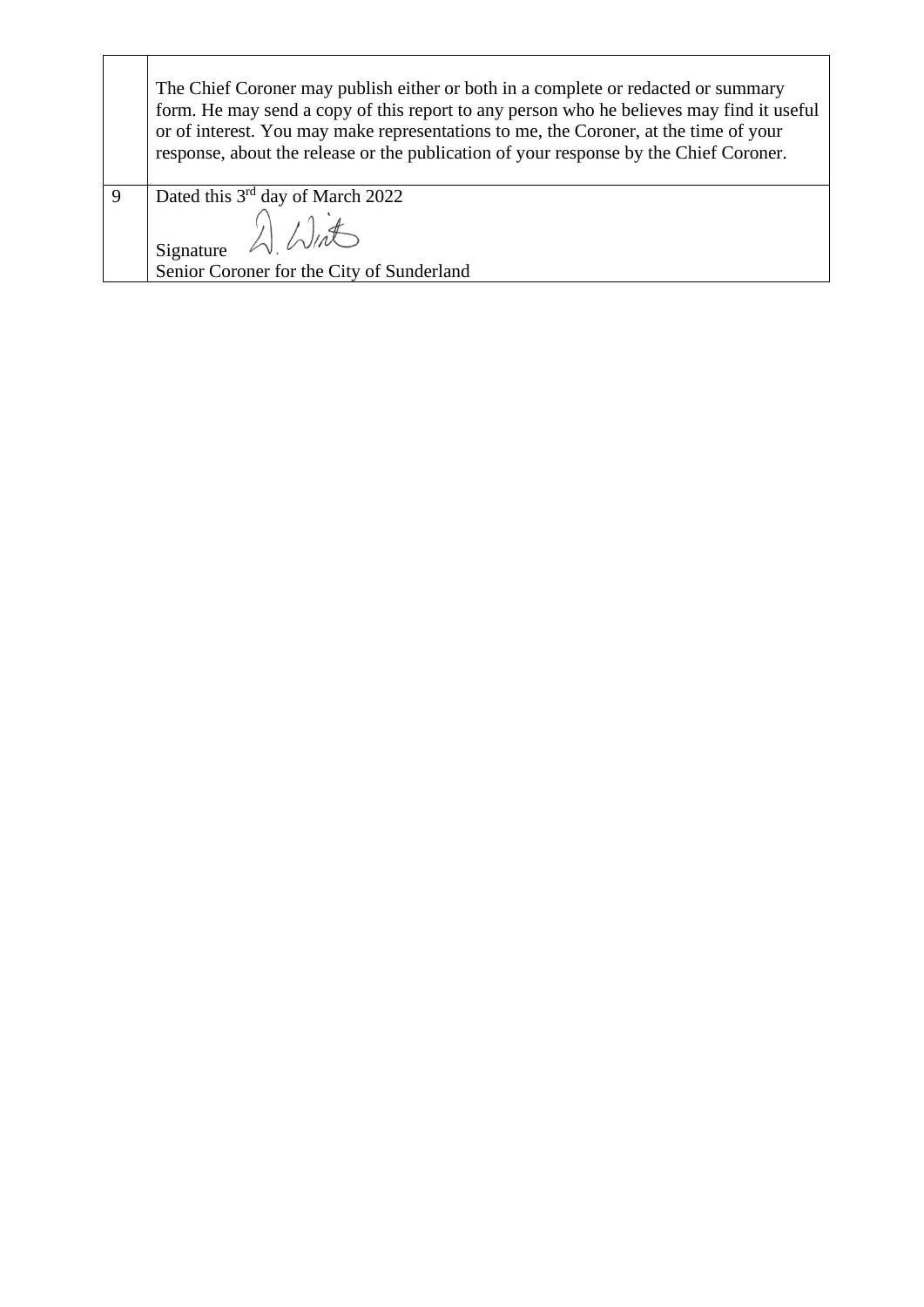| | |
|---|---|
| | The Chief Coroner may publish either or both in a complete or redacted or summary form. He may send a copy of this report to any person who he believes may find it useful or of interest. You may make representations to me, the Coroner, at the time of your response, about the release or the publication of your response by the Chief Coroner. |
| 9 | Dated this 3rd day of March 2022<br><br>Signature D. Winter<br>Senior Coroner for the City of Sunderland |